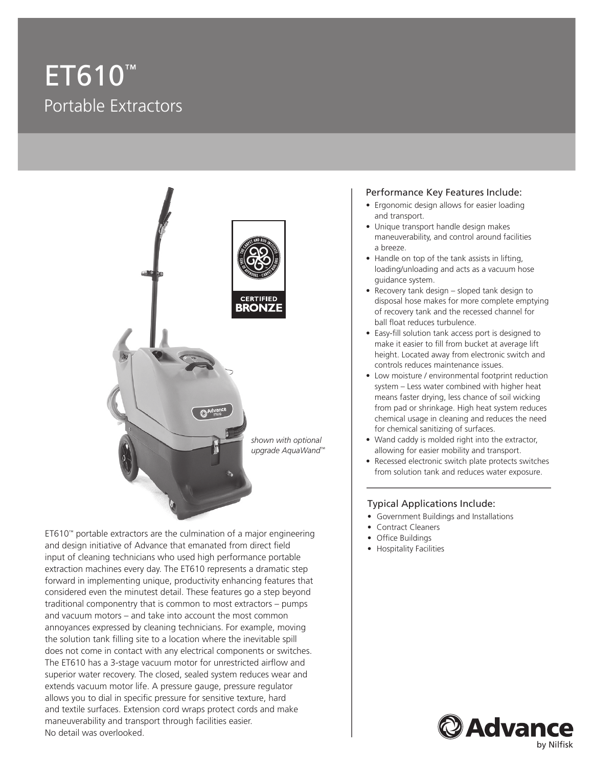# ET610™

## Portable Extractors

*shown with optional upgrade AquaWand™*

CERTIFIED BRONZE

ET610™ portable extractors are the culmination of a major engineering and design initiative of Advance that emanated from direct field input of cleaning technicians who used high performance portable extraction machines every day. The ET610 represents a dramatic step forward in implementing unique, productivity enhancing features that considered even the minutest detail. These features go a step beyond traditional componentry that is common to most extractors – pumps and vacuum motors – and take into account the most common annoyances expressed by cleaning technicians. For example, moving the solution tank filling site to a location where the inevitable spill does not come in contact with any electrical components or switches. The ET610 has a 3-stage vacuum motor for unrestricted airflow and superior water recovery. The closed, sealed system reduces wear and extends vacuum motor life. A pressure gauge, pressure regulator allows you to dial in specific pressure for sensitive texture, hard and textile surfaces. Extension cord wraps protect cords and make maneuverability and transport through facilities easier. No detail was overlooked.

### Performance Key Features Include:

- Ergonomic design allows for easier loading and transport.
- Unique transport handle design makes maneuverability, and control around facilities a breeze.
- Handle on top of the tank assists in lifting, loading/unloading and acts as a vacuum hose guidance system.
- Recovery tank design – sloped tank design to disposal hose makes for more complete emptying of recovery tank and the recessed channel for ball float reduces turbulence.
- Easy-fill solution tank access port is designed to make it easier to fill from bucket at average lift height. Located away from electronic switch and controls reduces maintenance issues.
- Low moisture / environmental footprint reduction system – Less water combined with higher heat means faster drying, less chance of soil wicking from pad or shrinkage. High heat system reduces chemical usage in cleaning and reduces the need for chemical sanitizing of surfaces.
- Wand caddy is molded right into the extractor, allowing for easier mobility and transport.
- Recessed electronic switch plate protects switches from solution tank and reduces water exposure.

### Typical Applications Include:

- Government Buildings and Installations
- Contract Cleaners
- Office Buildings
- Hospitality Facilities

Advance by Nilfisk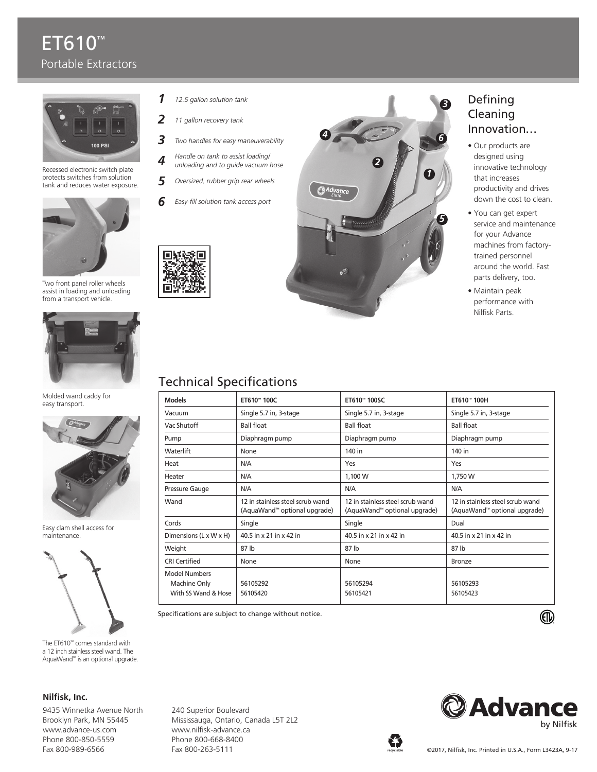# ET610™

## Portable Extractors

Recessed electronic switch plate protects switches from solution tank and reduces water exposure.

Two front panel roller wheels assist in loading and unloading from a transport vehicle.

Molded wand caddy for easy transport.

Easy clam shell access for maintenance.

The ET610™ comes standard with a 12 inch stainless steel wand. The AquaWand™ is an optional upgrade.

1. *12.5 gallon solution tank*
2. *11 gallon recovery tank*
3. *Two handles for easy maneuverability*
4. *Handle on tank to assist loading/unloading and to guide vacuum hose*
5. *Oversized, rubber grip rear wheels*
6. *Easy-fill solution tank access port*

## Defining Cleaning Innovation…

- Our products are designed using innovative technology that increases productivity and drives down the cost to clean.
- You can get expert service and maintenance for your Advance machines from factory-trained personnel around the world. Fast parts delivery, too.
- Maintain peak performance with Nilfisk Parts.

## Technical Specifications

| Models | ET610™ 100C | ET610™ 100SC | ET610™ 100H |
|---|---|---|---|
| Vacuum | Single 5.7 in, 3-stage | Single 5.7 in, 3-stage | Single 5.7 in, 3-stage |
| Vac Shutoff | Ball float | Ball float | Ball float |
| Pump | Diaphragm pump | Diaphragm pump | Diaphragm pump |
| Waterlift | None | 140 in | 140 in |
| Heat | N/A | Yes | Yes |
| Heater | N/A | 1,100 W | 1,750 W |
| Pressure Gauge | N/A | N/A | N/A |
| Wand | 12 in stainless steel scrub wand (AquaWand™ optional upgrade) | 12 in stainless steel scrub wand (AquaWand™ optional upgrade) | 12 in stainless steel scrub wand (AquaWand™ optional upgrade) |
| Cords | Single | Single | Dual |
| Dimensions (L x W x H) | 40.5 in x 21 in x 42 in | 40.5 in x 21 in x 42 in | 40.5 in x 21 in x 42 in |
| Weight | 87 lb | 87 lb | 87 lb |
| CRI Certified | None | None | Bronze |
| Model Numbers<br>Machine Only<br>With SS Wand & Hose | <br>56105292<br>56105420 | <br>56105294<br>56105421 | <br>56105293<br>56105423 |

Specifications are subject to change without notice.

**Nilfisk, Inc.**

9435 Winnetka Avenue North
Brooklyn Park, MN 55445
www.advance-us.com
Phone 800-850-5559
Fax 800-989-6566

240 Superior Boulevard
Mississauga, Ontario, Canada L5T 2L2
www.nilfisk-advance.ca
Phone 800-668-8400
Fax 800-263-5111

Advance by Nilfisk

©2017, Nilfisk, Inc. Printed in U.S.A., Form L3423A, 9-17